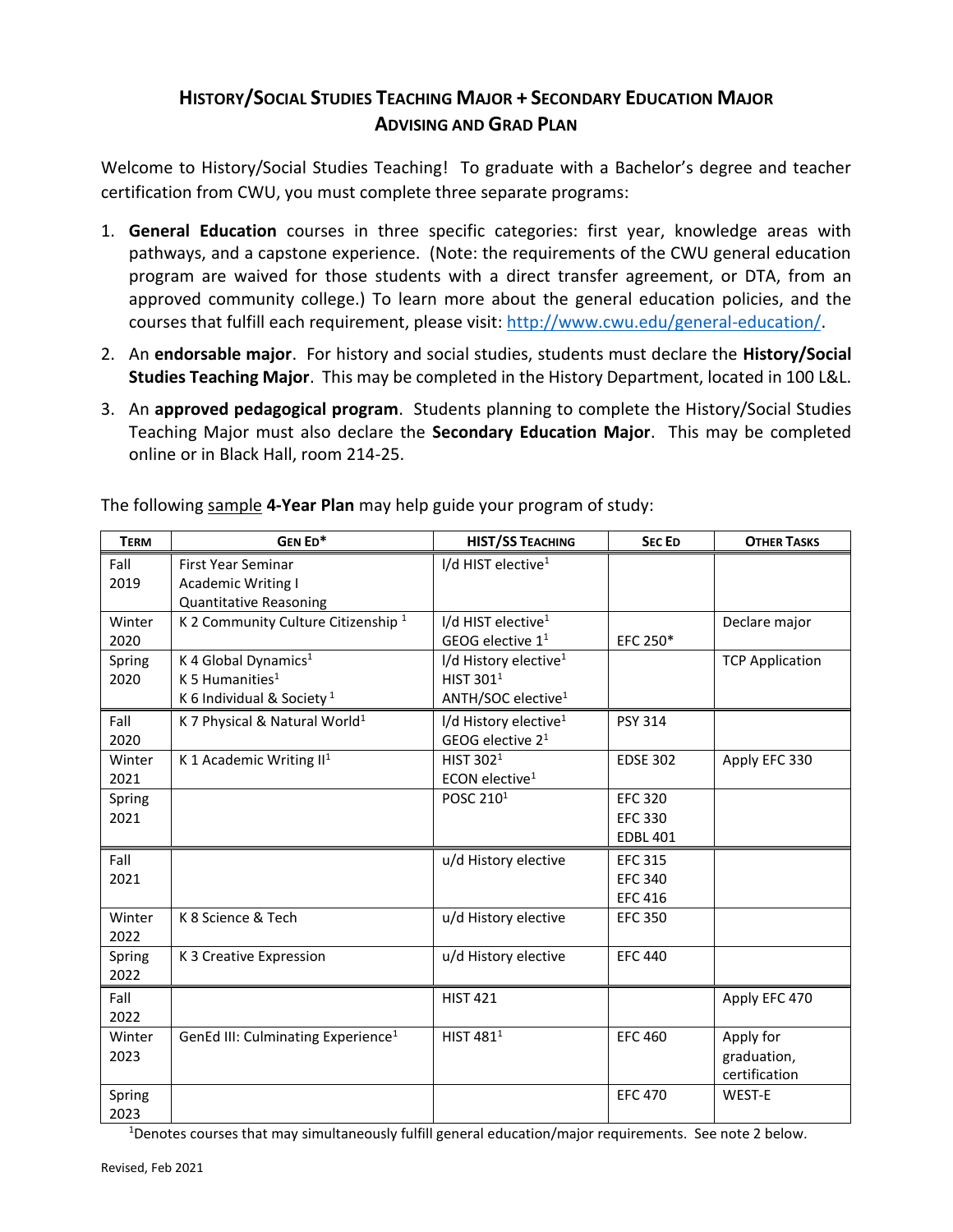# History/Social Studies Teaching Major + Secondary Education Major
## Advising and Grad Plan

Welcome to History/Social Studies Teaching! To graduate with a Bachelor's degree and teacher certification from CWU, you must complete three separate programs:

1. **General Education** courses in three specific categories: first year, knowledge areas with pathways, and a capstone experience. (Note: the requirements of the CWU general education program are waived for those students with a direct transfer agreement, or DTA, from an approved community college.) To learn more about the general education policies, and the courses that fulfill each requirement, please visit: http://www.cwu.edu/general-education/.
2. An **endorsable major**. For history and social studies, students must declare the **History/Social Studies Teaching Major**. This may be completed in the History Department, located in 100 L&L.
3. An **approved pedagogical program**. Students planning to complete the History/Social Studies Teaching Major must also declare the **Secondary Education Major**. This may be completed online or in Black Hall, room 214-25.

The following sample **4-Year Plan** may help guide your program of study:

| Term | Gen Ed* | Hist/SS Teaching | Sec Ed | Other Tasks |
|---|---|---|---|---|
| Fall 2019 | First Year Seminar<br>Academic Writing I<br>Quantitative Reasoning | l/d HIST elective[1] | | |
| Winter 2020 | K 2 Community Culture Citizenship [1] | l/d HIST elective[1]<br>GEOG elective 1[1] | EFC 250* | Declare major |
| Spring 2020 | K 4 Global Dynamics[1]<br>K 5 Humanities[1]<br>K 6 Individual & Society [1] | l/d History elective[1]<br>HIST 301[1]<br>ANTH/SOC elective[1] | | TCP Application |
| Fall 2020 | K 7 Physical & Natural World[1] | l/d History elective[1]<br>GEOG elective 2[1] | PSY 314 | |
| Winter 2021 | K 1 Academic Writing II[1] | HIST 302[1]<br>ECON elective[1] | EDSE 302 | Apply EFC 330 |
| Spring 2021 | | POSC 210[1] | EFC 320<br>EFC 330<br>EDBL 401 | |
| Fall 2021 | | u/d History elective | EFC 315<br>EFC 340<br>EFC 416 | |
| Winter 2022 | K 8 Science & Tech | u/d History elective | EFC 350 | |
| Spring 2022 | K 3 Creative Expression | u/d History elective | EFC 440 | |
| Fall 2022 | | HIST 421 | | Apply EFC 470 |
| Winter 2023 | GenEd III: Culminating Experience[1] | HIST 481[1] | EFC 460 | Apply for graduation, certification |
| Spring 2023 | | | EFC 470 | WEST-E |

[1]Denotes courses that may simultaneously fulfill general education/major requirements. See note 2 below.

Revised, Feb 2021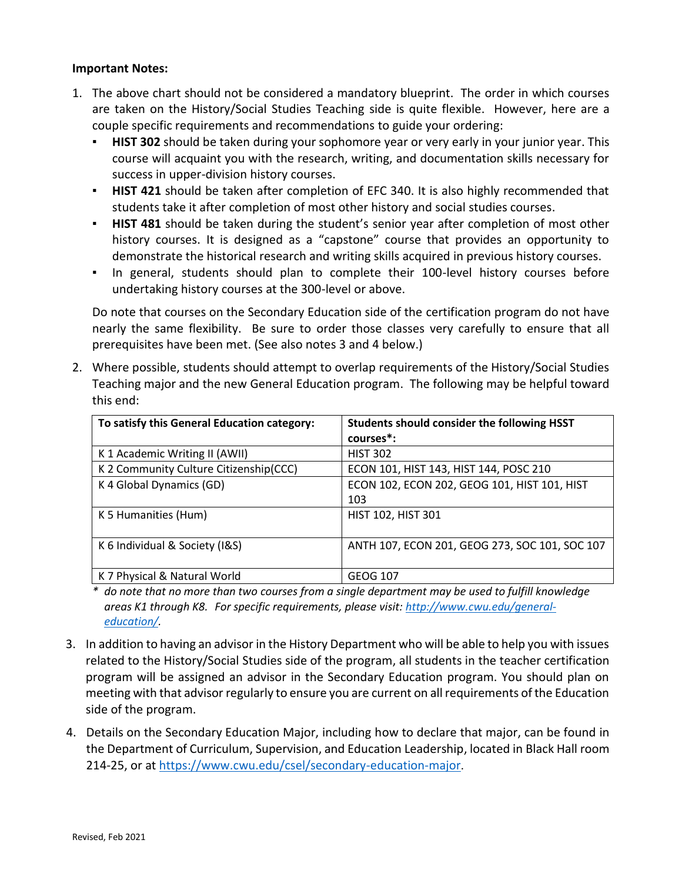**Important Notes:**

1. The above chart should not be considered a mandatory blueprint. The order in which courses are taken on the History/Social Studies Teaching side is quite flexible. However, here are a couple specific requirements and recommendations to guide your ordering:
   - **HIST 302** should be taken during your sophomore year or very early in your junior year. This course will acquaint you with the research, writing, and documentation skills necessary for success in upper-division history courses.
   - **HIST 421** should be taken after completion of EFC 340. It is also highly recommended that students take it after completion of most other history and social studies courses.
   - **HIST 481** should be taken during the student's senior year after completion of most other history courses. It is designed as a "capstone" course that provides an opportunity to demonstrate the historical research and writing skills acquired in previous history courses.
   - In general, students should plan to complete their 100-level history courses before undertaking history courses at the 300-level or above.

   Do note that courses on the Secondary Education side of the certification program do not have nearly the same flexibility. Be sure to order those classes very carefully to ensure that all prerequisites have been met. (See also notes 3 and 4 below.)

2. Where possible, students should attempt to overlap requirements of the History/Social Studies Teaching major and the new General Education program. The following may be helpful toward this end:

| To satisfy this General Education category: | Students should consider the following HSST courses*: |
|---|---|
| K 1 Academic Writing II (AWII) | HIST 302 |
| K 2 Community Culture Citizenship(CCC) | ECON 101, HIST 143, HIST 144, POSC 210 |
| K 4 Global Dynamics (GD) | ECON 102, ECON 202, GEOG 101, HIST 101, HIST 103 |
| K 5 Humanities (Hum) | HIST 102, HIST 301 |
| K 6 Individual & Society (I&S) | ANTH 107, ECON 201, GEOG 273, SOC 101, SOC 107 |
| K 7 Physical & Natural World | GEOG 107 |

   \* *do note that no more than two courses from a single department may be used to fulfill knowledge areas K1 through K8. For specific requirements, please visit: [http://www.cwu.edu/general-education/](http://www.cwu.edu/general-education/).*

3. In addition to having an advisor in the History Department who will be able to help you with issues related to the History/Social Studies side of the program, all students in the teacher certification program will be assigned an advisor in the Secondary Education program. You should plan on meeting with that advisor regularly to ensure you are current on all requirements of the Education side of the program.

4. Details on the Secondary Education Major, including how to declare that major, can be found in the Department of Curriculum, Supervision, and Education Leadership, located in Black Hall room 214-25, or at [https://www.cwu.edu/csel/secondary-education-major](https://www.cwu.edu/csel/secondary-education-major).

Revised, Feb 2021